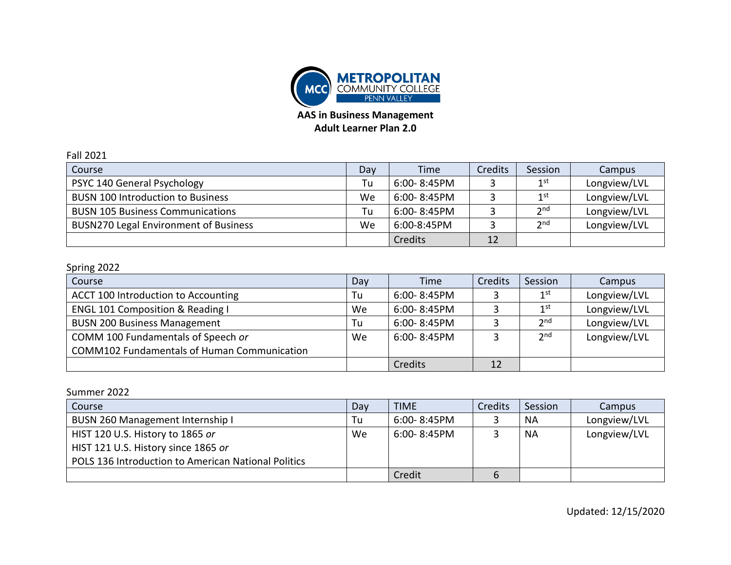# AAS in Business Management
## Adult Learner Plan 2.0

Fall 2021

| Course | Day | Time | Credits | Session | Campus |
|---|---|---|---|---|---|
| PSYC 140 General Psychology | Tu | 6:00- 8:45PM | 3 | 1st | Longview/LVL |
| BUSN 100 Introduction to Business | We | 6:00- 8:45PM | 3 | 1st | Longview/LVL |
| BUSN 105 Business Communications | Tu | 6:00- 8:45PM | 3 | 2nd | Longview/LVL |
| BUSN270 Legal Environment of Business | We | 6:00-8:45PM | 3 | 2nd | Longview/LVL |
| | | Credits | 12 | | |

Spring 2022

| Course | Day | Time | Credits | Session | Campus |
|---|---|---|---|---|---|
| ACCT 100 Introduction to Accounting | Tu | 6:00- 8:45PM | 3 | 1st | Longview/LVL |
| ENGL 101 Composition & Reading I | We | 6:00- 8:45PM | 3 | 1st | Longview/LVL |
| BUSN 200 Business Management | Tu | 6:00- 8:45PM | 3 | 2nd | Longview/LVL |
| COMM 100 Fundamentals of Speech *or* COMM102 Fundamentals of Human Communication | We | 6:00- 8:45PM | 3 | 2nd | Longview/LVL |
| | | Credits | 12 | | |

Summer 2022

| Course | Day | TIME | Credits | Session | Campus |
|---|---|---|---|---|---|
| BUSN 260 Management Internship I | Tu | 6:00- 8:45PM | 3 | NA | Longview/LVL |
| HIST 120 U.S. History to 1865 *or* HIST 121 U.S. History since 1865 *or* POLS 136 Introduction to American National Politics | We | 6:00- 8:45PM | 3 | NA | Longview/LVL |
| | | Credit | 6 | | |

Updated: 12/15/2020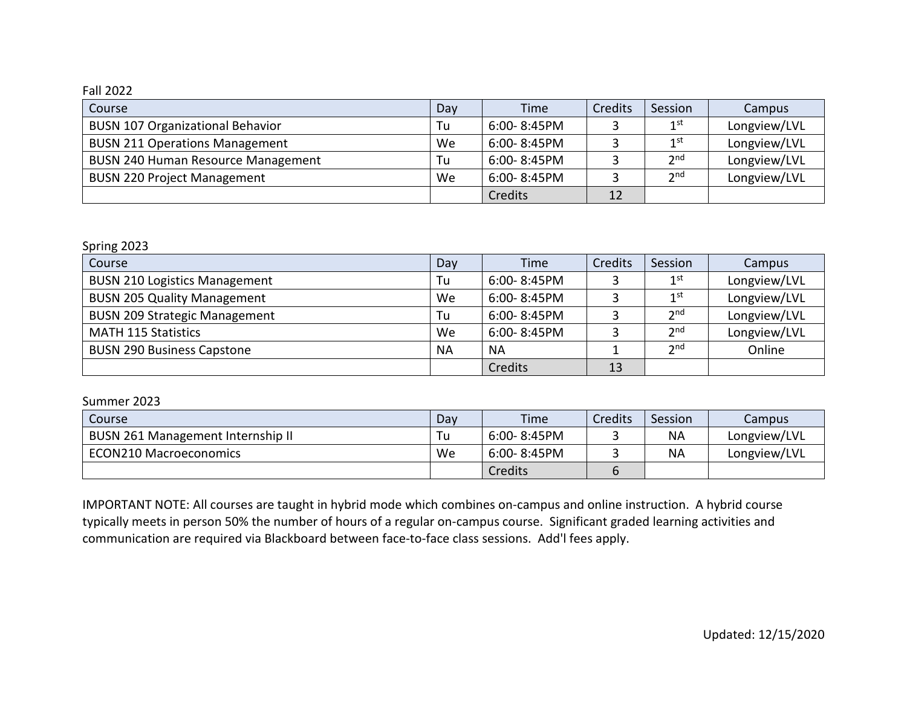Fall 2022

| Course | Day | Time | Credits | Session | Campus |
|---|---|---|---|---|---|
| BUSN 107 Organizational Behavior | Tu | 6:00- 8:45PM | 3 | 1st | Longview/LVL |
| BUSN 211 Operations Management | We | 6:00- 8:45PM | 3 | 1st | Longview/LVL |
| BUSN 240 Human Resource Management | Tu | 6:00- 8:45PM | 3 | 2nd | Longview/LVL |
| BUSN 220 Project Management | We | 6:00- 8:45PM | 3 | 2nd | Longview/LVL |
| | | Credits | 12 | | |

Spring 2023

| Course | Day | Time | Credits | Session | Campus |
|---|---|---|---|---|---|
| BUSN 210 Logistics Management | Tu | 6:00- 8:45PM | 3 | 1st | Longview/LVL |
| BUSN 205 Quality Management | We | 6:00- 8:45PM | 3 | 1st | Longview/LVL |
| BUSN 209 Strategic Management | Tu | 6:00- 8:45PM | 3 | 2nd | Longview/LVL |
| MATH 115 Statistics | We | 6:00- 8:45PM | 3 | 2nd | Longview/LVL |
| BUSN 290 Business Capstone | NA | NA | 1 | 2nd | Online |
| | | Credits | 13 | | |

Summer 2023

| Course | Day | Time | Credits | Session | Campus |
|---|---|---|---|---|---|
| BUSN 261 Management Internship II | Tu | 6:00- 8:45PM | 3 | NA | Longview/LVL |
| ECON210 Macroeconomics | We | 6:00- 8:45PM | 3 | NA | Longview/LVL |
| | | Credits | 6 | | |

IMPORTANT NOTE: All courses are taught in hybrid mode which combines on-campus and online instruction. A hybrid course typically meets in person 50% the number of hours of a regular on-campus course. Significant graded learning activities and communication are required via Blackboard between face-to-face class sessions. Add'l fees apply.

Updated: 12/15/2020